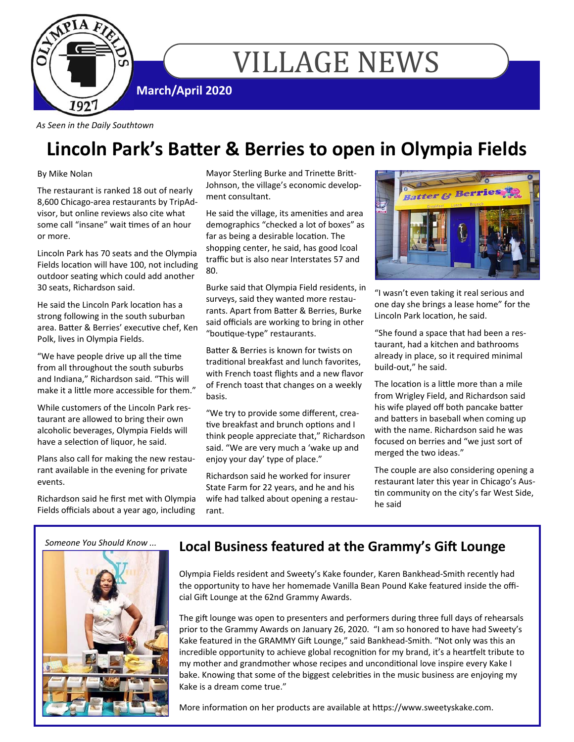# VILLAGE NEWS

**March/April 2020**

*As Seen in the Daily Southtown*

## Lincoln Park's Batter & Berries to open in Olympia Fields

By Mike Nolan

The restaurant is ranked 18 out of nearly 8,600 Chicago-area restaurants by TripAdvisor, but online reviews also cite what some call "insane" wait times of an hour or more.

Lincoln Park has 70 seats and the Olympia Fields location will have 100, not including outdoor seating which could add another 30 seats, Richardson said.

He said the Lincoln Park location has a strong following in the south suburban area. Batter & Berries' executive chef, Ken Polk, lives in Olympia Fields.

"We have people drive up all the time from all throughout the south suburbs and Indiana," Richardson said. "This will make it a little more accessible for them."

While customers of the Lincoln Park restaurant are allowed to bring their own alcoholic beverages, Olympia Fields will have a selection of liquor, he said.

Plans also call for making the new restaurant available in the evening for private events.

Richardson said he first met with Olympia Fields officials about a year ago, including Mayor Sterling Burke and Trinette Britt-Johnson, the village's economic development consultant.

He said the village, its amenities and area demographics "checked a lot of boxes" as far as being a desirable location. The shopping center, he said, has good lcoal traffic but is also near Interstates 57 and 80.

Burke said that Olympia Field residents, in surveys, said they wanted more restaurants. Apart from Batter & Berries, Burke said officials are working to bring in other "boutique-type" restaurants.

Batter & Berries is known for twists on traditional breakfast and lunch favorites, with French toast flights and a new flavor of French toast that changes on a weekly basis.

"We try to provide some different, creative breakfast and brunch options and I think people appreciate that," Richardson said. "We are very much a 'wake up and enjoy your day' type of place."

Richardson said he worked for insurer State Farm for 22 years, and he and his wife had talked about opening a restaurant.

"I wasn't even taking it real serious and one day she brings a lease home" for the Lincoln Park location, he said.

"She found a space that had been a restaurant, had a kitchen and bathrooms already in place, so it required minimal build-out," he said.

The location is a little more than a mile from Wrigley Field, and Richardson said his wife played off both pancake batter and batters in baseball when coming up with the name. Richardson said he was focused on berries and "we just sort of merged the two ideas."

The couple are also considering opening a restaurant later this year in Chicago's Austin community on the city's far West Side, he said

*Someone You Should Know ...*

## Local Business featured at the Grammy's Gift Lounge

Olympia Fields resident and Sweety's Kake founder, Karen Bankhead-Smith recently had the opportunity to have her homemade Vanilla Bean Pound Kake featured inside the official Gift Lounge at the 62nd Grammy Awards.

The gift lounge was open to presenters and performers during three full days of rehearsals prior to the Grammy Awards on January 26, 2020. "I am so honored to have had Sweety's Kake featured in the GRAMMY Gift Lounge," said Bankhead-Smith. "Not only was this an incredible opportunity to achieve global recognition for my brand, it's a heartfelt tribute to my mother and grandmother whose recipes and unconditional love inspire every Kake I bake. Knowing that some of the biggest celebrities in the music business are enjoying my Kake is a dream come true."

More information on her products are available at https://www.sweetyskake.com.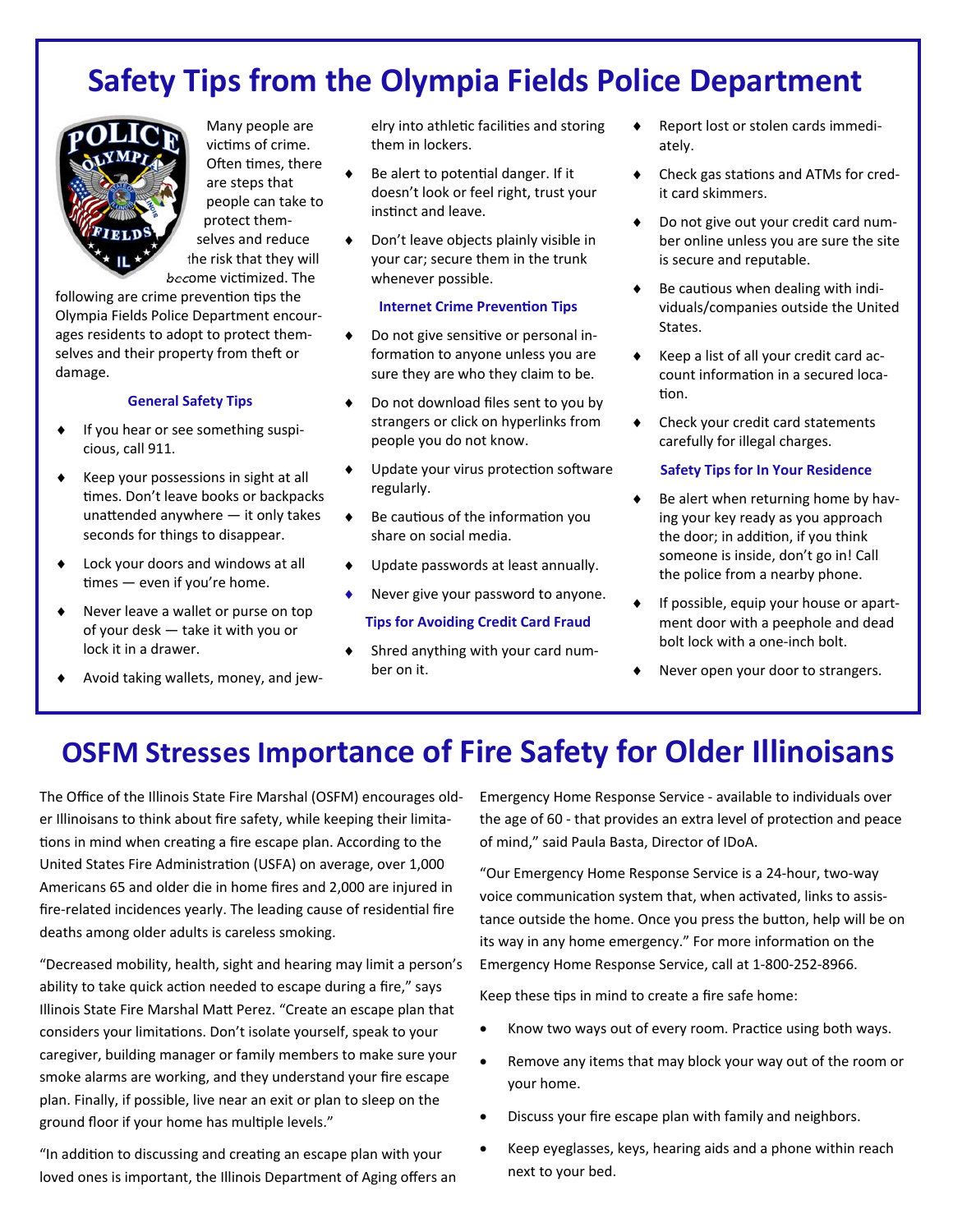# Safety Tips from the Olympia Fields Police Department

Many people are victims of crime. Often times, there are steps that people can take to protect themselves and reduce the risk that they will become victimized. The following are crime prevention tips the Olympia Fields Police Department encourages residents to adopt to protect themselves and their property from theft or damage.

### General Safety Tips

- If you hear or see something suspicious, call 911.
- Keep your possessions in sight at all times. Don't leave books or backpacks unattended anywhere — it only takes seconds for things to disappear.
- Lock your doors and windows at all times — even if you're home.
- Never leave a wallet or purse on top of your desk — take it with you or lock it in a drawer.
- Avoid taking wallets, money, and jewelry into athletic facilities and storing them in lockers.
- Be alert to potential danger. If it doesn't look or feel right, trust your instinct and leave.
- Don't leave objects plainly visible in your car; secure them in the trunk whenever possible.

### Internet Crime Prevention Tips

- Do not give sensitive or personal information to anyone unless you are sure they are who they claim to be.
- Do not download files sent to you by strangers or click on hyperlinks from people you do not know.
- Update your virus protection software regularly.
- Be cautious of the information you share on social media.
- Update passwords at least annually.
- Never give your password to anyone.

### Tips for Avoiding Credit Card Fraud

- Shred anything with your card number on it.
- Report lost or stolen cards immediately.
- Check gas stations and ATMs for credit card skimmers.
- Do not give out your credit card number online unless you are sure the site is secure and reputable.
- Be cautious when dealing with individuals/companies outside the United States.
- Keep a list of all your credit card account information in a secured location.
- Check your credit card statements carefully for illegal charges.

### Safety Tips for In Your Residence

- Be alert when returning home by having your key ready as you approach the door; in addition, if you think someone is inside, don't go in! Call the police from a nearby phone.
- If possible, equip your house or apartment door with a peephole and dead bolt lock with a one-inch bolt.
- Never open your door to strangers.

# OSFM Stresses Importance of Fire Safety for Older Illinoisans

The Office of the Illinois State Fire Marshal (OSFM) encourages older Illinoisans to think about fire safety, while keeping their limitations in mind when creating a fire escape plan. According to the United States Fire Administration (USFA) on average, over 1,000 Americans 65 and older die in home fires and 2,000 are injured in fire-related incidences yearly. The leading cause of residential fire deaths among older adults is careless smoking.

"Decreased mobility, health, sight and hearing may limit a person's ability to take quick action needed to escape during a fire," says Illinois State Fire Marshal Matt Perez. "Create an escape plan that considers your limitations. Don't isolate yourself, speak to your caregiver, building manager or family members to make sure your smoke alarms are working, and they understand your fire escape plan. Finally, if possible, live near an exit or plan to sleep on the ground floor if your home has multiple levels."

"In addition to discussing and creating an escape plan with your loved ones is important, the Illinois Department of Aging offers an Emergency Home Response Service - available to individuals over the age of 60 - that provides an extra level of protection and peace of mind," said Paula Basta, Director of IDoA.

"Our Emergency Home Response Service is a 24-hour, two-way voice communication system that, when activated, links to assistance outside the home. Once you press the button, help will be on its way in any home emergency." For more information on the Emergency Home Response Service, call at 1-800-252-8966.

Keep these tips in mind to create a fire safe home:

- Know two ways out of every room. Practice using both ways.
- Remove any items that may block your way out of the room or your home.
- Discuss your fire escape plan with family and neighbors.
- Keep eyeglasses, keys, hearing aids and a phone within reach next to your bed.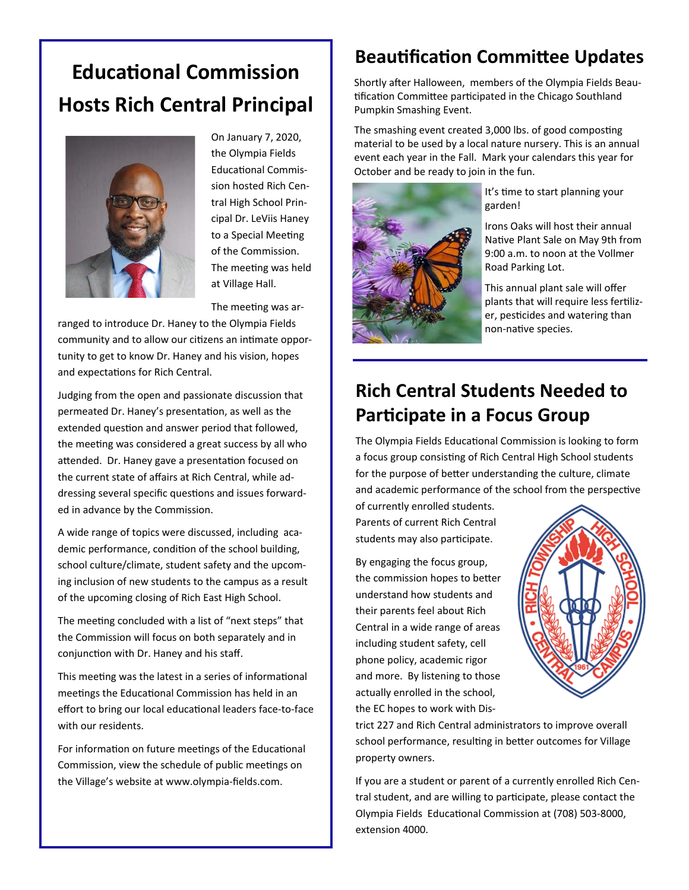## Educational Commission Hosts Rich Central Principal

On January 7, 2020, the Olympia Fields Educational Commission hosted Rich Central High School Principal Dr. LeViis Haney to a Special Meeting of the Commission. The meeting was held at Village Hall.

The meeting was arranged to introduce Dr. Haney to the Olympia Fields community and to allow our citizens an intimate opportunity to get to know Dr. Haney and his vision, hopes and expectations for Rich Central.

Judging from the open and passionate discussion that permeated Dr. Haney's presentation, as well as the extended question and answer period that followed, the meeting was considered a great success by all who attended. Dr. Haney gave a presentation focused on the current state of affairs at Rich Central, while addressing several specific questions and issues forwarded in advance by the Commission.

A wide range of topics were discussed, including academic performance, condition of the school building, school culture/climate, student safety and the upcoming inclusion of new students to the campus as a result of the upcoming closing of Rich East High School.

The meeting concluded with a list of "next steps" that the Commission will focus on both separately and in conjunction with Dr. Haney and his staff.

This meeting was the latest in a series of informational meetings the Educational Commission has held in an effort to bring our local educational leaders face-to-face with our residents.

For information on future meetings of the Educational Commission, view the schedule of public meetings on the Village's website at www.olympia-fields.com.

## Beautification Committee Updates

Shortly after Halloween, members of the Olympia Fields Beautification Committee participated in the Chicago Southland Pumpkin Smashing Event.

The smashing event created 3,000 lbs. of good composting material to be used by a local nature nursery. This is an annual event each year in the Fall. Mark your calendars this year for October and be ready to join in the fun.

It's time to start planning your garden!

Irons Oaks will host their annual Native Plant Sale on May 9th from 9:00 a.m. to noon at the Vollmer Road Parking Lot.

This annual plant sale will offer plants that will require less fertilizer, pesticides and watering than non-native species.

## Rich Central Students Needed to Participate in a Focus Group

The Olympia Fields Educational Commission is looking to form a focus group consisting of Rich Central High School students for the purpose of better understanding the culture, climate and academic performance of the school from the perspective of currently enrolled students. Parents of current Rich Central students may also participate.

By engaging the focus group, the commission hopes to better understand how students and their parents feel about Rich Central in a wide range of areas including student safety, cell phone policy, academic rigor and more. By listening to those actually enrolled in the school, the EC hopes to work with District 227 and Rich Central administrators to improve overall school performance, resulting in better outcomes for Village property owners.

If you are a student or parent of a currently enrolled Rich Central student, and are willing to participate, please contact the Olympia Fields Educational Commission at (708) 503-8000, extension 4000.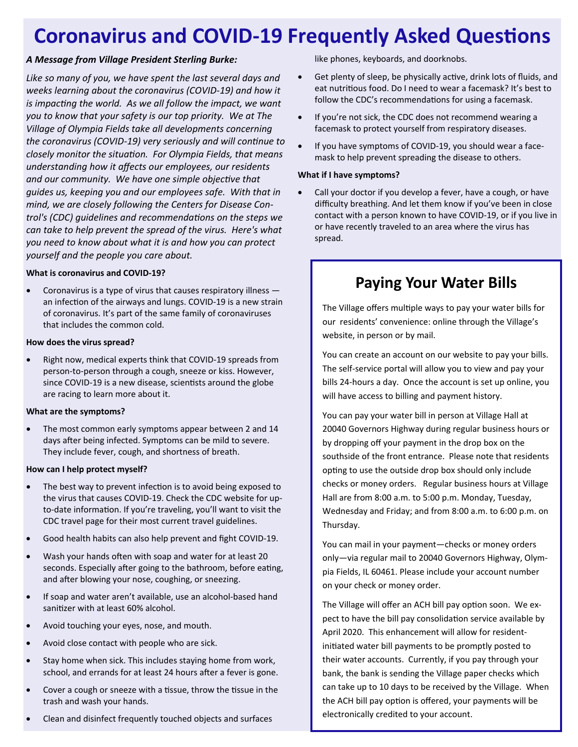# Coronavirus and COVID-19 Frequently Asked Questions

***A Message from Village President Sterling Burke:***

*Like so many of you, we have spent the last several days and weeks learning about the coronavirus (COVID-19) and how it is impacting the world. As we all follow the impact, we want you to know that your safety is our top priority. We at The Village of Olympia Fields take all developments concerning the coronavirus (COVID-19) very seriously and will continue to closely monitor the situation. For Olympia Fields, that means understanding how it affects our employees, our residents and our community. We have one simple objective that guides us, keeping you and our employees safe. With that in mind, we are closely following the Centers for Disease Control's (CDC) guidelines and recommendations on the steps we can take to help prevent the spread of the virus. Here's what you need to know about what it is and how you can protect yourself and the people you care about.*

**What is coronavirus and COVID-19?**

- Coronavirus is a type of virus that causes respiratory illness — an infection of the airways and lungs. COVID-19 is a new strain of coronavirus. It's part of the same family of coronaviruses that includes the common cold.

**How does the virus spread?**

- Right now, medical experts think that COVID-19 spreads from person-to-person through a cough, sneeze or kiss. However, since COVID-19 is a new disease, scientists around the globe are racing to learn more about it.

**What are the symptoms?**

- The most common early symptoms appear between 2 and 14 days after being infected. Symptoms can be mild to severe. They include fever, cough, and shortness of breath.

**How can I help protect myself?**

- The best way to prevent infection is to avoid being exposed to the virus that causes COVID-19. Check the CDC website for up-to-date information. If you're traveling, you'll want to visit the CDC travel page for their most current travel guidelines.
- Good health habits can also help prevent and fight COVID-19.
- Wash your hands often with soap and water for at least 20 seconds. Especially after going to the bathroom, before eating, and after blowing your nose, coughing, or sneezing.
- If soap and water aren't available, use an alcohol-based hand sanitizer with at least 60% alcohol.
- Avoid touching your eyes, nose, and mouth.
- Avoid close contact with people who are sick.
- Stay home when sick. This includes staying home from work, school, and errands for at least 24 hours after a fever is gone.
- Cover a cough or sneeze with a tissue, throw the tissue in the trash and wash your hands.
- Clean and disinfect frequently touched objects and surfaces like phones, keyboards, and doorknobs.
- Get plenty of sleep, be physically active, drink lots of fluids, and eat nutritious food. Do I need to wear a facemask? It's best to follow the CDC's recommendations for using a facemask.
- If you're not sick, the CDC does not recommend wearing a facemask to protect yourself from respiratory diseases.
- If you have symptoms of COVID-19, you should wear a facemask to help prevent spreading the disease to others.

**What if I have symptoms?**

- Call your doctor if you develop a fever, have a cough, or have difficulty breathing. And let them know if you've been in close contact with a person known to have COVID-19, or if you live in or have recently traveled to an area where the virus has spread.

## Paying Your Water Bills

The Village offers multiple ways to pay your water bills for our residents' convenience: online through the Village's website, in person or by mail.

You can create an account on our website to pay your bills. The self-service portal will allow you to view and pay your bills 24-hours a day. Once the account is set up online, you will have access to billing and payment history.

You can pay your water bill in person at Village Hall at 20040 Governors Highway during regular business hours or by dropping off your payment in the drop box on the southside of the front entrance. Please note that residents opting to use the outside drop box should only include checks or money orders. Regular business hours at Village Hall are from 8:00 a.m. to 5:00 p.m. Monday, Tuesday, Wednesday and Friday; and from 8:00 a.m. to 6:00 p.m. on Thursday.

You can mail in your payment—checks or money orders only—via regular mail to 20040 Governors Highway, Olympia Fields, IL 60461. Please include your account number on your check or money order.

The Village will offer an ACH bill pay option soon. We expect to have the bill pay consolidation service available by April 2020. This enhancement will allow for resident-initiated water bill payments to be promptly posted to their water accounts. Currently, if you pay through your bank, the bank is sending the Village paper checks which can take up to 10 days to be received by the Village. When the ACH bill pay option is offered, your payments will be electronically credited to your account.